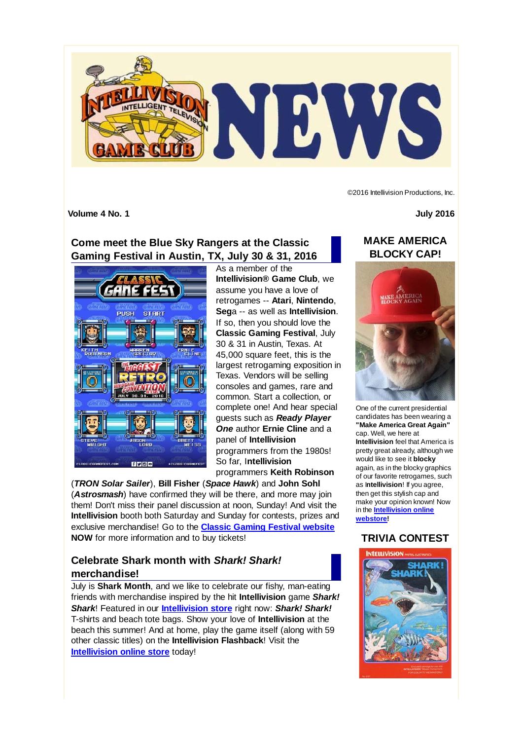©2016 Intellivision Productions, Inc.

**Volume 4 No. 1**

**July 2016**

## Come meet the Blue Sky Rangers at the Classic Gaming Festival in Austin, TX, July 30 & 31, 2016

As a member of the **Intellivision® Game Club**, we assume you have a love of retrogames -- **Atari**, **Nintendo**, **Sega** -- as well as **Intellivision**. If so, then you should love the **Classic Gaming Festival**, July 30 & 31 in Austin, Texas. At 45,000 square feet, this is the largest retrogaming exposition in Texas. Vendors will be selling consoles and games, rare and common. Start a collection, or complete one! And hear special guests such as ***Ready Player One*** author **Ernie Cline** and a panel of **Intellivision** programmers from the 1980s! So far, **Intellivision** programmers **Keith Robinson** (***TRON Solar Sailer***), **Bill Fisher** (***Space Hawk***) and **John Sohl** (***Astrosmash***) have confirmed they will be there, and more may join them! Don't miss their panel discussion at noon, Sunday! And visit the **Intellivision** booth both Saturday and Sunday for contests, prizes and exclusive merchandise! Go to the **Classic Gaming Festival website** **NOW** for more information and to buy tickets!

## Celebrate Shark month with *Shark! Shark!* merchandise!

July is **Shark Month**, and we like to celebrate our fishy, man-eating friends with merchandise inspired by the hit **Intellivision** game ***Shark! Shark***! Featured in our **Intellivision store** right now: ***Shark! Shark!*** T-shirts and beach tote bags. Show your love of **Intellivision** at the beach this summer! And at home, play the game itself (along with 59 other classic titles) on the **Intellivision Flashback**! Visit the **Intellivision online store** today!

## MAKE AMERICA BLOCKY CAP!

One of the current presidential candidates has been wearing a **"Make America Great Again"** cap. Well, we here at **Intellivision** feel that America is pretty great already, although we would like to see it **blocky** again, as in the blocky graphics of our favorite retrogames, such as **Intellivision**! If you agree, then get this stylish cap and make your opinion known! Now in the **Intellivision online webstore**!

## TRIVIA CONTEST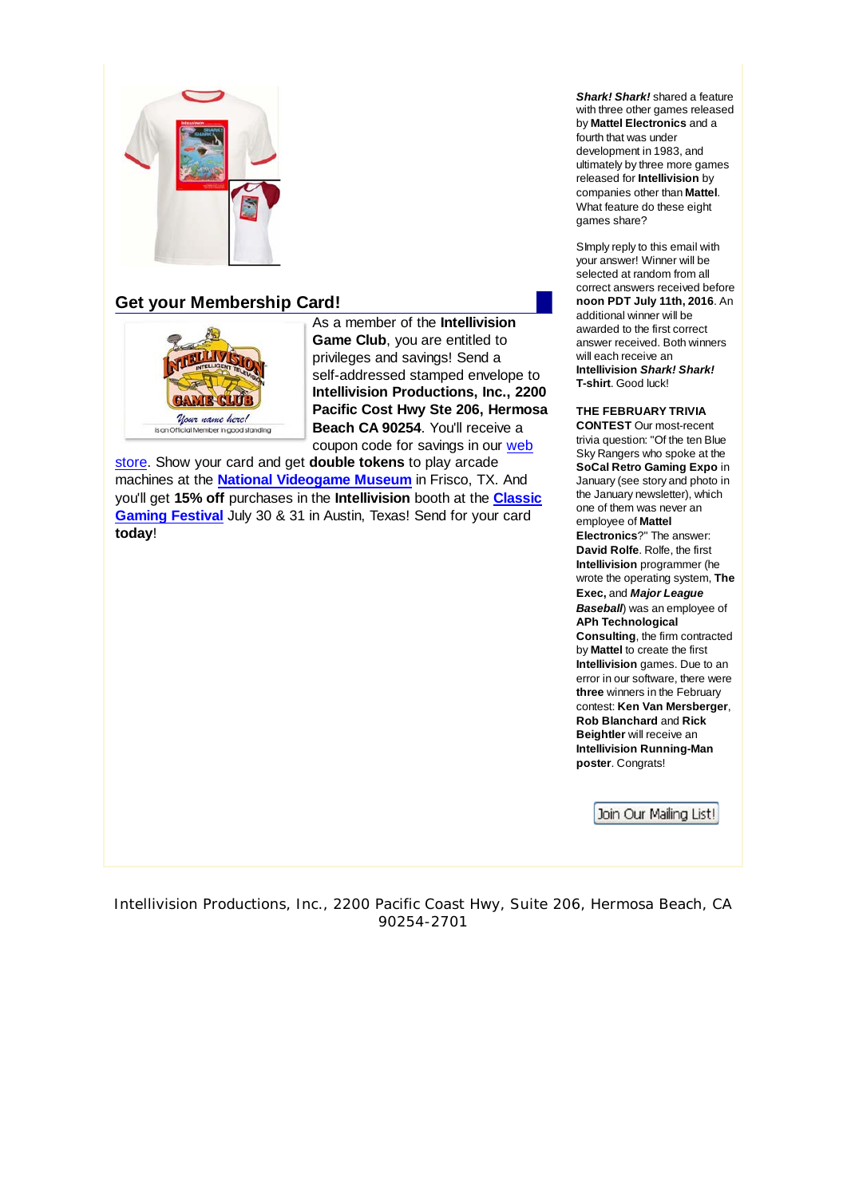## Get your Membership Card!

As a member of the **Intellivision Game Club**, you are entitled to privileges and savings! Send a self-addressed stamped envelope to **Intellivision Productions, Inc., 2200 Pacific Cost Hwy Ste 206, Hermosa Beach CA 90254**. You'll receive a coupon code for savings in our web store. Show your card and get **double tokens** to play arcade machines at the **National Videogame Museum** in Frisco, TX. And you'll get **15% off** purchases in the **Intellivision** booth at the **Classic Gaming Festival** July 30 & 31 in Austin, Texas! Send for your card **today**!

***Shark! Shark!*** shared a feature with three other games released by **Mattel Electronics** and a fourth that was under development in 1983, and ultimately by three more games released for **Intellivision** by companies other than **Mattel**. What feature do these eight games share?

SImply reply to this email with your answer! Winner will be selected at random from all correct answers received before **noon PDT July 11th, 2016**. An additional winner will be awarded to the first correct answer received. Both winners will each receive an **Intellivision *Shark! Shark!* T-shirt**. Good luck!

**THE FEBRUARY TRIVIA CONTEST** Our most-recent trivia question: "Of the ten Blue Sky Rangers who spoke at the **SoCal Retro Gaming Expo** in January (see story and photo in the January newsletter), which one of them was never an employee of **Mattel Electronics**?" The answer: **David Rolfe**. Rolfe, the first **Intellivision** programmer (he wrote the operating system, **The Exec,** and ***Major League Baseball***) was an employee of **APh Technological Consulting**, the firm contracted by **Mattel** to create the first **Intellivision** games. Due to an error in our software, there were **three** winners in the February contest: **Ken Van Mersberger**, **Rob Blanchard** and **Rick Beightler** will receive an **Intellivision Running-Man poster**. Congrats!

Join Our Mailing List!

Intellivision Productions, Inc., 2200 Pacific Coast Hwy, Suite 206, Hermosa Beach, CA 90254-2701